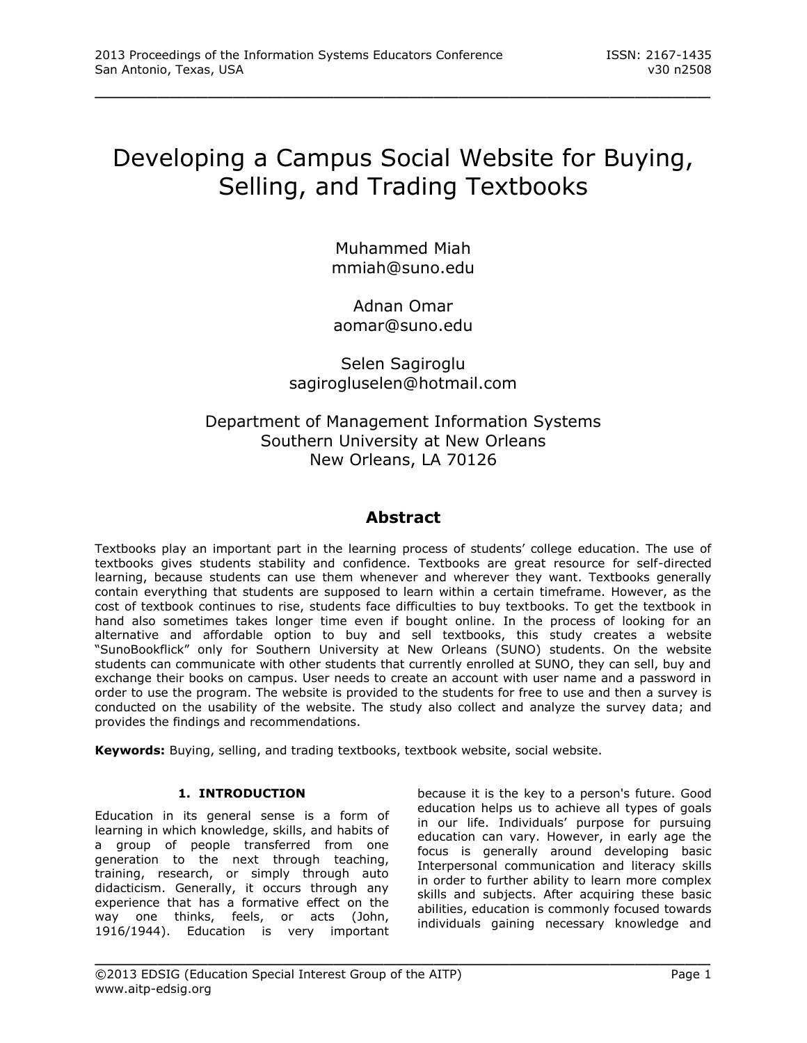# Developing a Campus Social Website for Buying, Selling, and Trading Textbooks

Muhammed Miah
mmiah@suno.edu

Adnan Omar
aomar@suno.edu

Selen Sagiroglu
sagirogluselen@hotmail.com

Department of Management Information Systems
Southern University at New Orleans
New Orleans, LA 70126

## Abstract

Textbooks play an important part in the learning process of students' college education. The use of textbooks gives students stability and confidence. Textbooks are great resource for self-directed learning, because students can use them whenever and wherever they want. Textbooks generally contain everything that students are supposed to learn within a certain timeframe. However, as the cost of textbook continues to rise, students face difficulties to buy textbooks. To get the textbook in hand also sometimes takes longer time even if bought online. In the process of looking for an alternative and affordable option to buy and sell textbooks, this study creates a website "SunoBookflick" only for Southern University at New Orleans (SUNO) students. On the website students can communicate with other students that currently enrolled at SUNO, they can sell, buy and exchange their books on campus. User needs to create an account with user name and a password in order to use the program. The website is provided to the students for free to use and then a survey is conducted on the usability of the website. The study also collect and analyze the survey data; and provides the findings and recommendations.

**Keywords:** Buying, selling, and trading textbooks, textbook website, social website.

## 1. INTRODUCTION

Education in its general sense is a form of learning in which knowledge, skills, and habits of a group of people transferred from one generation to the next through teaching, training, research, or simply through auto didacticism. Generally, it occurs through any experience that has a formative effect on the way one thinks, feels, or acts (John, 1916/1944). Education is very important because it is the key to a person's future. Good education helps us to achieve all types of goals in our life. Individuals' purpose for pursuing education can vary. However, in early age the focus is generally around developing basic Interpersonal communication and literacy skills in order to further ability to learn more complex skills and subjects. After acquiring these basic abilities, education is commonly focused towards individuals gaining necessary knowledge and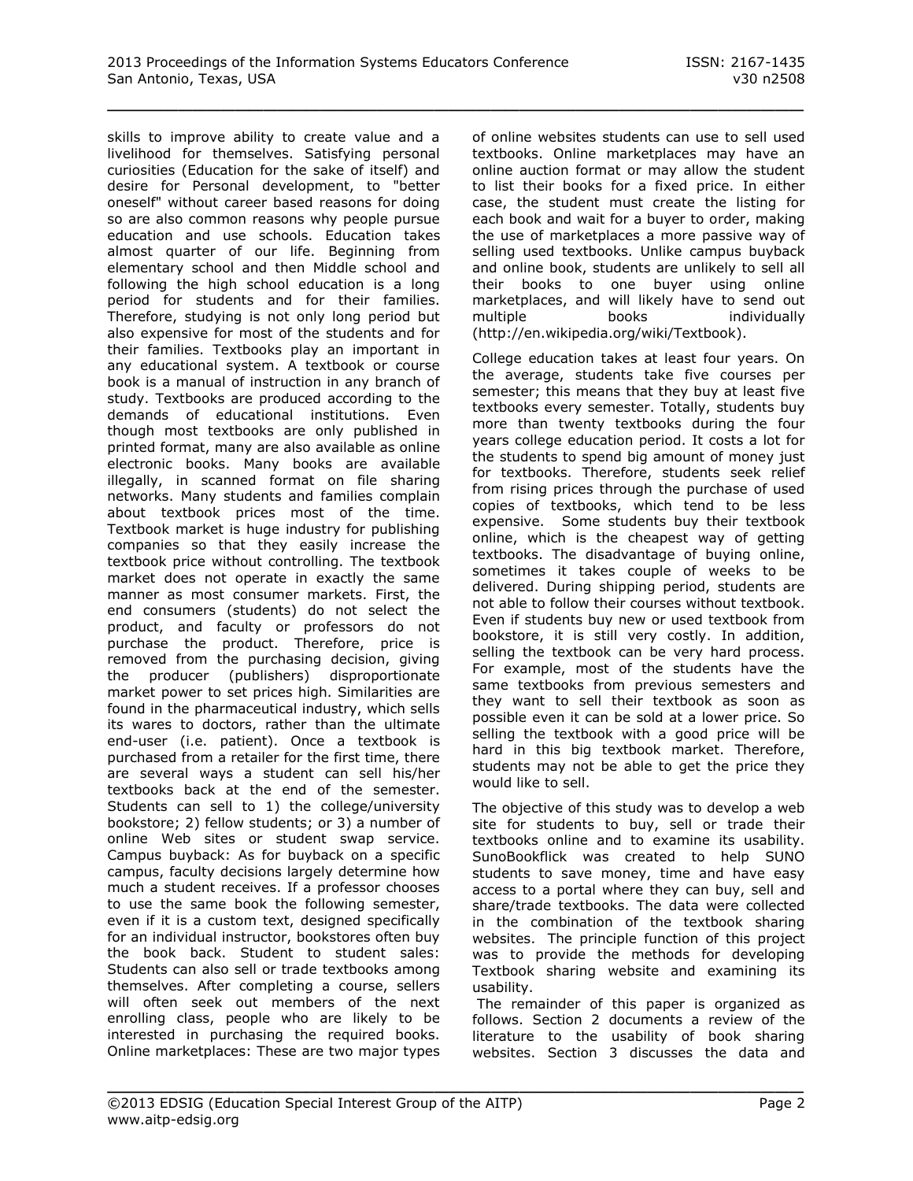skills to improve ability to create value and a livelihood for themselves. Satisfying personal curiosities (Education for the sake of itself) and desire for Personal development, to "better oneself" without career based reasons for doing so are also common reasons why people pursue education and use schools. Education takes almost quarter of our life. Beginning from elementary school and then Middle school and following the high school education is a long period for students and for their families. Therefore, studying is not only long period but also expensive for most of the students and for their families. Textbooks play an important in any educational system. A textbook or course book is a manual of instruction in any branch of study. Textbooks are produced according to the demands of educational institutions. Even though most textbooks are only published in printed format, many are also available as online electronic books. Many books are available illegally, in scanned format on file sharing networks. Many students and families complain about textbook prices most of the time. Textbook market is huge industry for publishing companies so that they easily increase the textbook price without controlling. The textbook market does not operate in exactly the same manner as most consumer markets. First, the end consumers (students) do not select the product, and faculty or professors do not purchase the product. Therefore, price is removed from the purchasing decision, giving the producer (publishers) disproportionate market power to set prices high. Similarities are found in the pharmaceutical industry, which sells its wares to doctors, rather than the ultimate end-user (i.e. patient). Once a textbook is purchased from a retailer for the first time, there are several ways a student can sell his/her textbooks back at the end of the semester. Students can sell to 1) the college/university bookstore; 2) fellow students; or 3) a number of online Web sites or student swap service. Campus buyback: As for buyback on a specific campus, faculty decisions largely determine how much a student receives. If a professor chooses to use the same book the following semester, even if it is a custom text, designed specifically for an individual instructor, bookstores often buy the book back. Student to student sales: Students can also sell or trade textbooks among themselves. After completing a course, sellers will often seek out members of the next enrolling class, people who are likely to be interested in purchasing the required books. Online marketplaces: These are two major types of online websites students can use to sell used textbooks. Online marketplaces may have an online auction format or may allow the student to list their books for a fixed price. In either case, the student must create the listing for each book and wait for a buyer to order, making the use of marketplaces a more passive way of selling used textbooks. Unlike campus buyback and online book, students are unlikely to sell all their books to one buyer using online marketplaces, and will likely have to send out multiple books individually (http://en.wikipedia.org/wiki/Textbook).

College education takes at least four years. On the average, students take five courses per semester; this means that they buy at least five textbooks every semester. Totally, students buy more than twenty textbooks during the four years college education period. It costs a lot for the students to spend big amount of money just for textbooks. Therefore, students seek relief from rising prices through the purchase of used copies of textbooks, which tend to be less expensive. Some students buy their textbook online, which is the cheapest way of getting textbooks. The disadvantage of buying online, sometimes it takes couple of weeks to be delivered. During shipping period, students are not able to follow their courses without textbook. Even if students buy new or used textbook from bookstore, it is still very costly. In addition, selling the textbook can be very hard process. For example, most of the students have the same textbooks from previous semesters and they want to sell their textbook as soon as possible even it can be sold at a lower price. So selling the textbook with a good price will be hard in this big textbook market. Therefore, students may not be able to get the price they would like to sell.

The objective of this study was to develop a web site for students to buy, sell or trade their textbooks online and to examine its usability. SunoBookflick was created to help SUNO students to save money, time and have easy access to a portal where they can buy, sell and share/trade textbooks. The data were collected in the combination of the textbook sharing websites. The principle function of this project was to provide the methods for developing Textbook sharing website and examining its usability.

The remainder of this paper is organized as follows. Section 2 documents a review of the literature to the usability of book sharing websites. Section 3 discusses the data and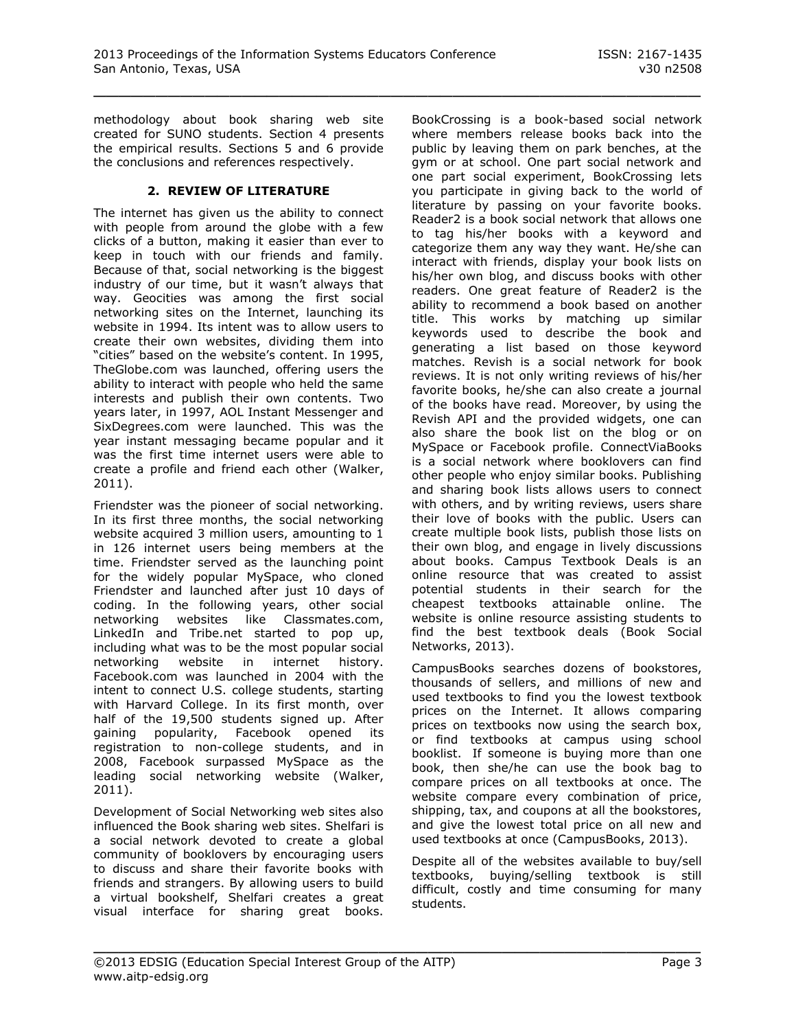methodology about book sharing web site created for SUNO students. Section 4 presents the empirical results. Sections 5 and 6 provide the conclusions and references respectively.

## 2. REVIEW OF LITERATURE

The internet has given us the ability to connect with people from around the globe with a few clicks of a button, making it easier than ever to keep in touch with our friends and family. Because of that, social networking is the biggest industry of our time, but it wasn't always that way. Geocities was among the first social networking sites on the Internet, launching its website in 1994. Its intent was to allow users to create their own websites, dividing them into "cities" based on the website's content. In 1995, TheGlobe.com was launched, offering users the ability to interact with people who held the same interests and publish their own contents. Two years later, in 1997, AOL Instant Messenger and SixDegrees.com were launched. This was the year instant messaging became popular and it was the first time internet users were able to create a profile and friend each other (Walker, 2011).

Friendster was the pioneer of social networking. In its first three months, the social networking website acquired 3 million users, amounting to 1 in 126 internet users being members at the time. Friendster served as the launching point for the widely popular MySpace, who cloned Friendster and launched after just 10 days of coding. In the following years, other social networking websites like Classmates.com, LinkedIn and Tribe.net started to pop up, including what was to be the most popular social networking website in internet history. Facebook.com was launched in 2004 with the intent to connect U.S. college students, starting with Harvard College. In its first month, over half of the 19,500 students signed up. After gaining popularity, Facebook opened its registration to non-college students, and in 2008, Facebook surpassed MySpace as the leading social networking website (Walker, 2011).

Development of Social Networking web sites also influenced the Book sharing web sites. Shelfari is a social network devoted to create a global community of booklovers by encouraging users to discuss and share their favorite books with friends and strangers. By allowing users to build a virtual bookshelf, Shelfari creates a great visual interface for sharing great books. BookCrossing is a book-based social network where members release books back into the public by leaving them on park benches, at the gym or at school. One part social network and one part social experiment, BookCrossing lets you participate in giving back to the world of literature by passing on your favorite books. Reader2 is a book social network that allows one to tag his/her books with a keyword and categorize them any way they want. He/she can interact with friends, display your book lists on his/her own blog, and discuss books with other readers. One great feature of Reader2 is the ability to recommend a book based on another title. This works by matching up similar keywords used to describe the book and generating a list based on those keyword matches. Revish is a social network for book reviews. It is not only writing reviews of his/her favorite books, he/she can also create a journal of the books have read. Moreover, by using the Revish API and the provided widgets, one can also share the book list on the blog or on MySpace or Facebook profile. ConnectViaBooks is a social network where booklovers can find other people who enjoy similar books. Publishing and sharing book lists allows users to connect with others, and by writing reviews, users share their love of books with the public. Users can create multiple book lists, publish those lists on their own blog, and engage in lively discussions about books. Campus Textbook Deals is an online resource that was created to assist potential students in their search for the cheapest textbooks attainable online. The website is online resource assisting students to find the best textbook deals (Book Social Networks, 2013).

CampusBooks searches dozens of bookstores, thousands of sellers, and millions of new and used textbooks to find you the lowest textbook prices on the Internet. It allows comparing prices on textbooks now using the search box, or find textbooks at campus using school booklist. If someone is buying more than one book, then she/he can use the book bag to compare prices on all textbooks at once. The website compare every combination of price, shipping, tax, and coupons at all the bookstores, and give the lowest total price on all new and used textbooks at once (CampusBooks, 2013).

Despite all of the websites available to buy/sell textbooks, buying/selling textbook is still difficult, costly and time consuming for many students.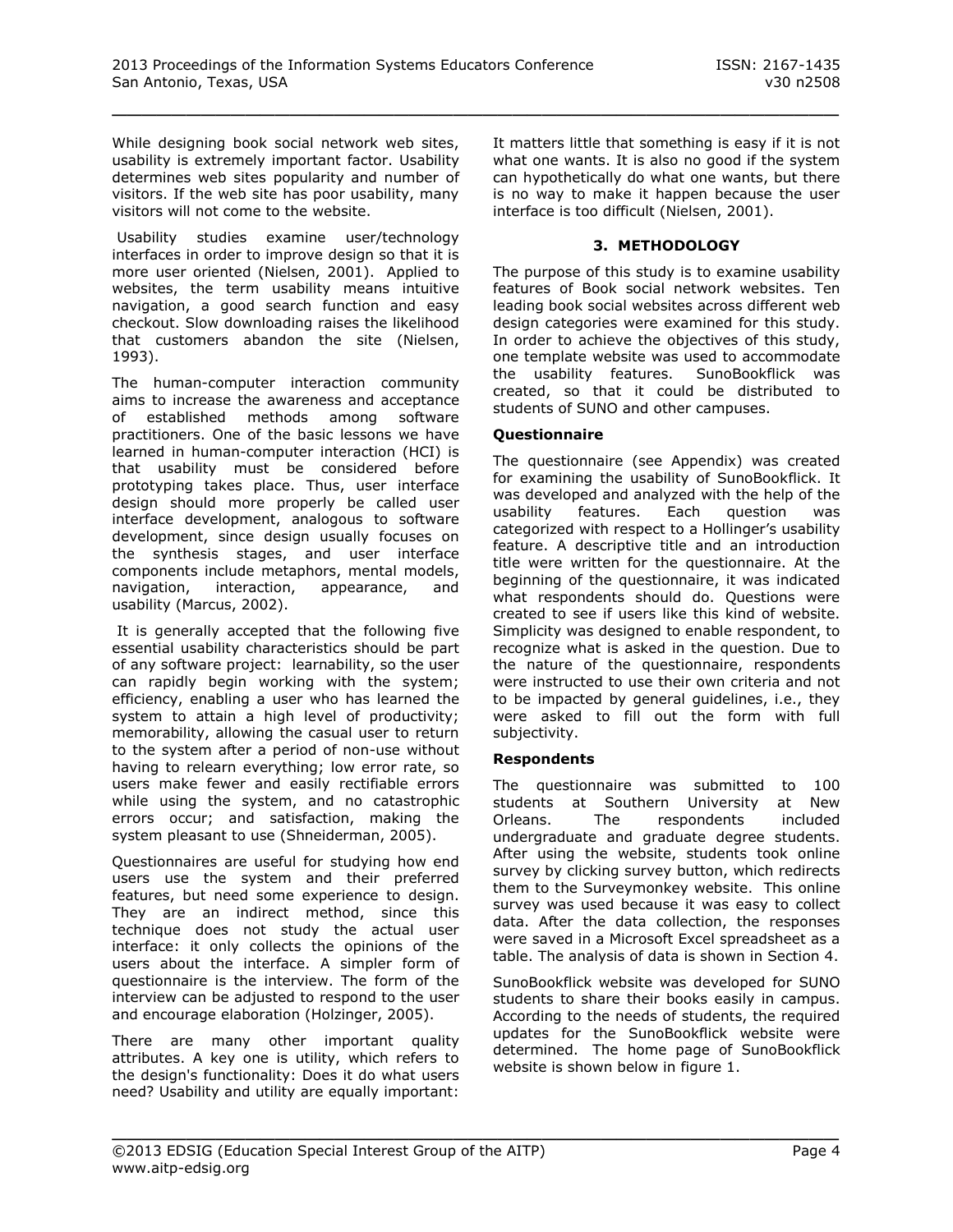While designing book social network web sites, usability is extremely important factor. Usability determines web sites popularity and number of visitors. If the web site has poor usability, many visitors will not come to the website.

Usability studies examine user/technology interfaces in order to improve design so that it is more user oriented (Nielsen, 2001). Applied to websites, the term usability means intuitive navigation, a good search function and easy checkout. Slow downloading raises the likelihood that customers abandon the site (Nielsen, 1993).

The human-computer interaction community aims to increase the awareness and acceptance of established methods among software practitioners. One of the basic lessons we have learned in human-computer interaction (HCI) is that usability must be considered before prototyping takes place. Thus, user interface design should more properly be called user interface development, analogous to software development, since design usually focuses on the synthesis stages, and user interface components include metaphors, mental models, navigation, interaction, appearance, and usability (Marcus, 2002).

It is generally accepted that the following five essential usability characteristics should be part of any software project: learnability, so the user can rapidly begin working with the system; efficiency, enabling a user who has learned the system to attain a high level of productivity; memorability, allowing the casual user to return to the system after a period of non-use without having to relearn everything; low error rate, so users make fewer and easily rectifiable errors while using the system, and no catastrophic errors occur; and satisfaction, making the system pleasant to use (Shneiderman, 2005).

Questionnaires are useful for studying how end users use the system and their preferred features, but need some experience to design. They are an indirect method, since this technique does not study the actual user interface: it only collects the opinions of the users about the interface. A simpler form of questionnaire is the interview. The form of the interview can be adjusted to respond to the user and encourage elaboration (Holzinger, 2005).

There are many other important quality attributes. A key one is utility, which refers to the design's functionality: Does it do what users need? Usability and utility are equally important: It matters little that something is easy if it is not what one wants. It is also no good if the system can hypothetically do what one wants, but there is no way to make it happen because the user interface is too difficult (Nielsen, 2001).

## 3. METHODOLOGY

The purpose of this study is to examine usability features of Book social network websites. Ten leading book social websites across different web design categories were examined for this study. In order to achieve the objectives of this study, one template website was used to accommodate the usability features. SunoBookflick was created, so that it could be distributed to students of SUNO and other campuses.

### Questionnaire

The questionnaire (see Appendix) was created for examining the usability of SunoBookflick. It was developed and analyzed with the help of the usability features. Each question was categorized with respect to a Hollinger's usability feature. A descriptive title and an introduction title were written for the questionnaire. At the beginning of the questionnaire, it was indicated what respondents should do. Questions were created to see if users like this kind of website. Simplicity was designed to enable respondent, to recognize what is asked in the question. Due to the nature of the questionnaire, respondents were instructed to use their own criteria and not to be impacted by general guidelines, i.e., they were asked to fill out the form with full subjectivity.

### Respondents

The questionnaire was submitted to 100 students at Southern University at New Orleans. The respondents included undergraduate and graduate degree students. After using the website, students took online survey by clicking survey button, which redirects them to the Surveymonkey website. This online survey was used because it was easy to collect data. After the data collection, the responses were saved in a Microsoft Excel spreadsheet as a table. The analysis of data is shown in Section 4.

SunoBookflick website was developed for SUNO students to share their books easily in campus. According to the needs of students, the required updates for the SunoBookflick website were determined. The home page of SunoBookflick website is shown below in figure 1.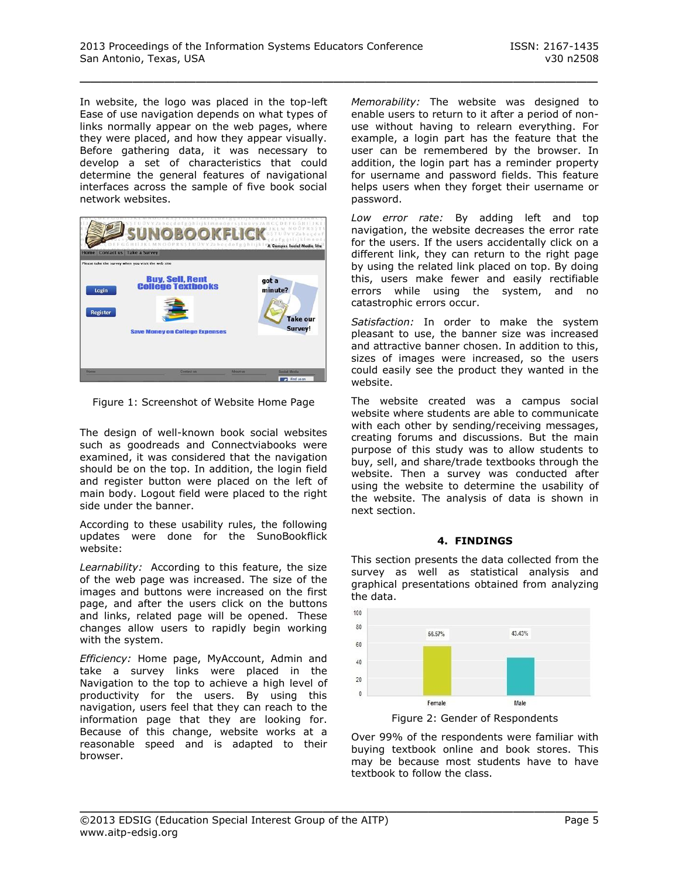In website, the logo was placed in the top-left Ease of use navigation depends on what types of links normally appear on the web pages, where they were placed, and how they appear visually. Before gathering data, it was necessary to develop a set of characteristics that could determine the general features of navigational interfaces across the sample of five book social network websites.

Figure 1: Screenshot of Website Home Page

The design of well-known book social websites such as goodreads and Connectviabooks were examined, it was considered that the navigation should be on the top. In addition, the login field and register button were placed on the left of main body. Logout field were placed to the right side under the banner.

According to these usability rules, the following updates were done for the SunoBookflick website:

*Learnability:* According to this feature, the size of the web page was increased. The size of the images and buttons were increased on the first page, and after the users click on the buttons and links, related page will be opened. These changes allow users to rapidly begin working with the system.

*Efficiency:* Home page, MyAccount, Admin and take a survey links were placed in the Navigation to the top to achieve a high level of productivity for the users. By using this navigation, users feel that they can reach to the information page that they are looking for. Because of this change, website works at a reasonable speed and is adapted to their browser.

*Memorability:* The website was designed to enable users to return to it after a period of non-use without having to relearn everything. For example, a login part has the feature that the user can be remembered by the browser. In addition, the login part has a reminder property for username and password fields. This feature helps users when they forget their username or password.

*Low error rate:* By adding left and top navigation, the website decreases the error rate for the users. If the users accidentally click on a different link, they can return to the right page by using the related link placed on top. By doing this, users make fewer and easily rectifiable errors while using the system, and no catastrophic errors occur.

*Satisfaction:* In order to make the system pleasant to use, the banner size was increased and attractive banner chosen. In addition to this, sizes of images were increased, so the users could easily see the product they wanted in the website.

The website created was a campus social website where students are able to communicate with each other by sending/receiving messages, creating forums and discussions. But the main purpose of this study was to allow students to buy, sell, and share/trade textbooks through the website. Then a survey was conducted after using the website to determine the usability of the website. The analysis of data is shown in next section.

## 4. FINDINGS

This section presents the data collected from the survey as well as statistical analysis and graphical presentations obtained from analyzing the data.

Figure 2: Gender of Respondents

Over 99% of the respondents were familiar with buying textbook online and book stores. This may be because most students have to have textbook to follow the class.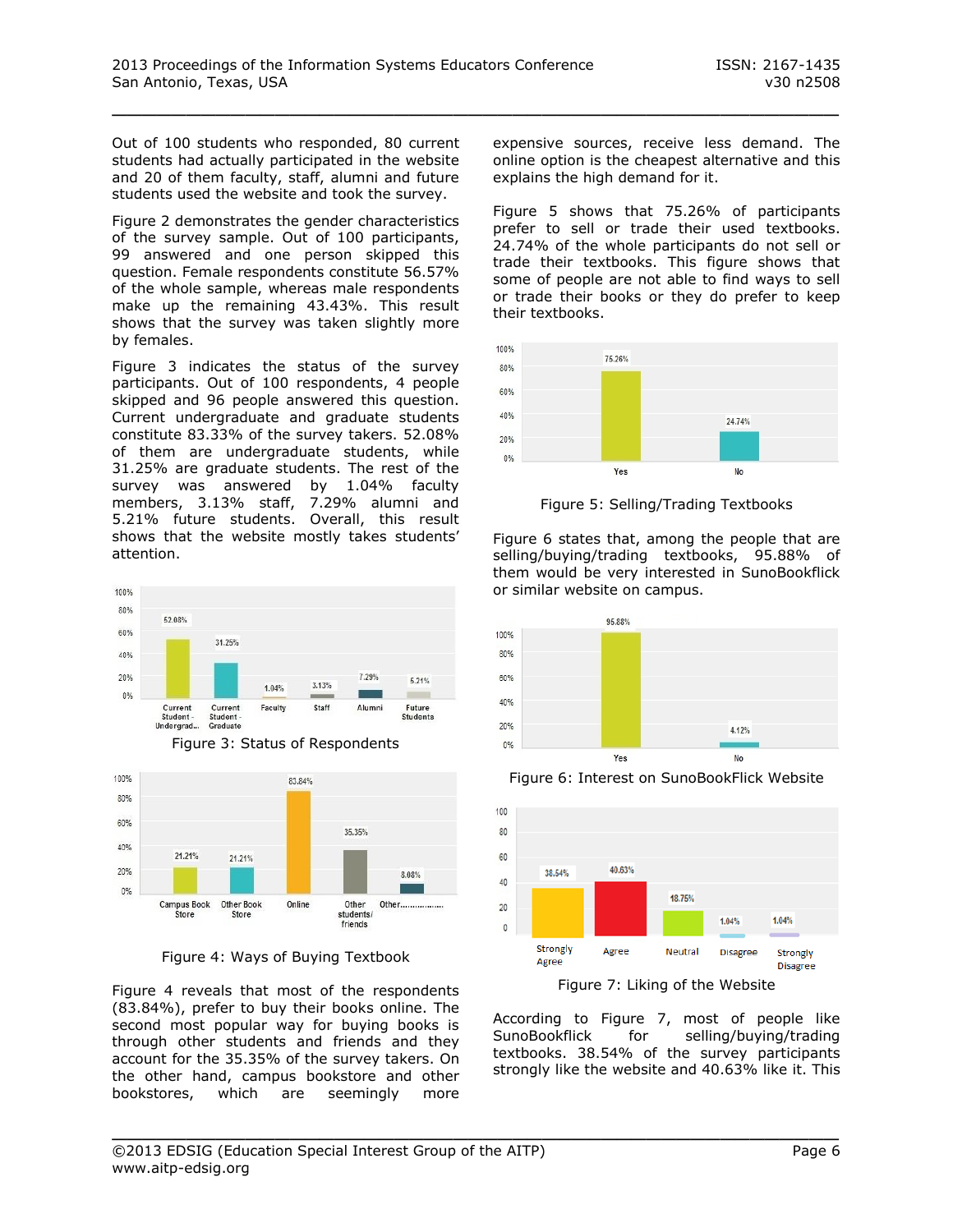Out of 100 students who responded, 80 current students had actually participated in the website and 20 of them faculty, staff, alumni and future students used the website and took the survey.

Figure 2 demonstrates the gender characteristics of the survey sample. Out of 100 participants, 99 answered and one person skipped this question. Female respondents constitute 56.57% of the whole sample, whereas male respondents make up the remaining 43.43%. This result shows that the survey was taken slightly more by females.

Figure 3 indicates the status of the survey participants. Out of 100 respondents, 4 people skipped and 96 people answered this question. Current undergraduate and graduate students constitute 83.33% of the survey takers. 52.08% of them are undergraduate students, while 31.25% are graduate students. The rest of the survey was answered by 1.04% faculty members, 3.13% staff, 7.29% alumni and 5.21% future students. Overall, this result shows that the website mostly takes students' attention.

Figure 3: Status of Respondents

Figure 4: Ways of Buying Textbook

Figure 4 reveals that most of the respondents (83.84%), prefer to buy their books online. The second most popular way for buying books is through other students and friends and they account for the 35.35% of the survey takers. On the other hand, campus bookstore and other bookstores, which are seemingly more expensive sources, receive less demand. The online option is the cheapest alternative and this explains the high demand for it.

Figure 5 shows that 75.26% of participants prefer to sell or trade their used textbooks. 24.74% of the whole participants do not sell or trade their textbooks. This figure shows that some of people are not able to find ways to sell or trade their books or they do prefer to keep their textbooks.

Figure 5: Selling/Trading Textbooks

Figure 6 states that, among the people that are selling/buying/trading textbooks, 95.88% of them would be very interested in SunoBookflick or similar website on campus.

Figure 6: Interest on SunoBookFlick Website

Figure 7: Liking of the Website

According to Figure 7, most of people like SunoBookflick for selling/buying/trading textbooks. 38.54% of the survey participants strongly like the website and 40.63% like it. This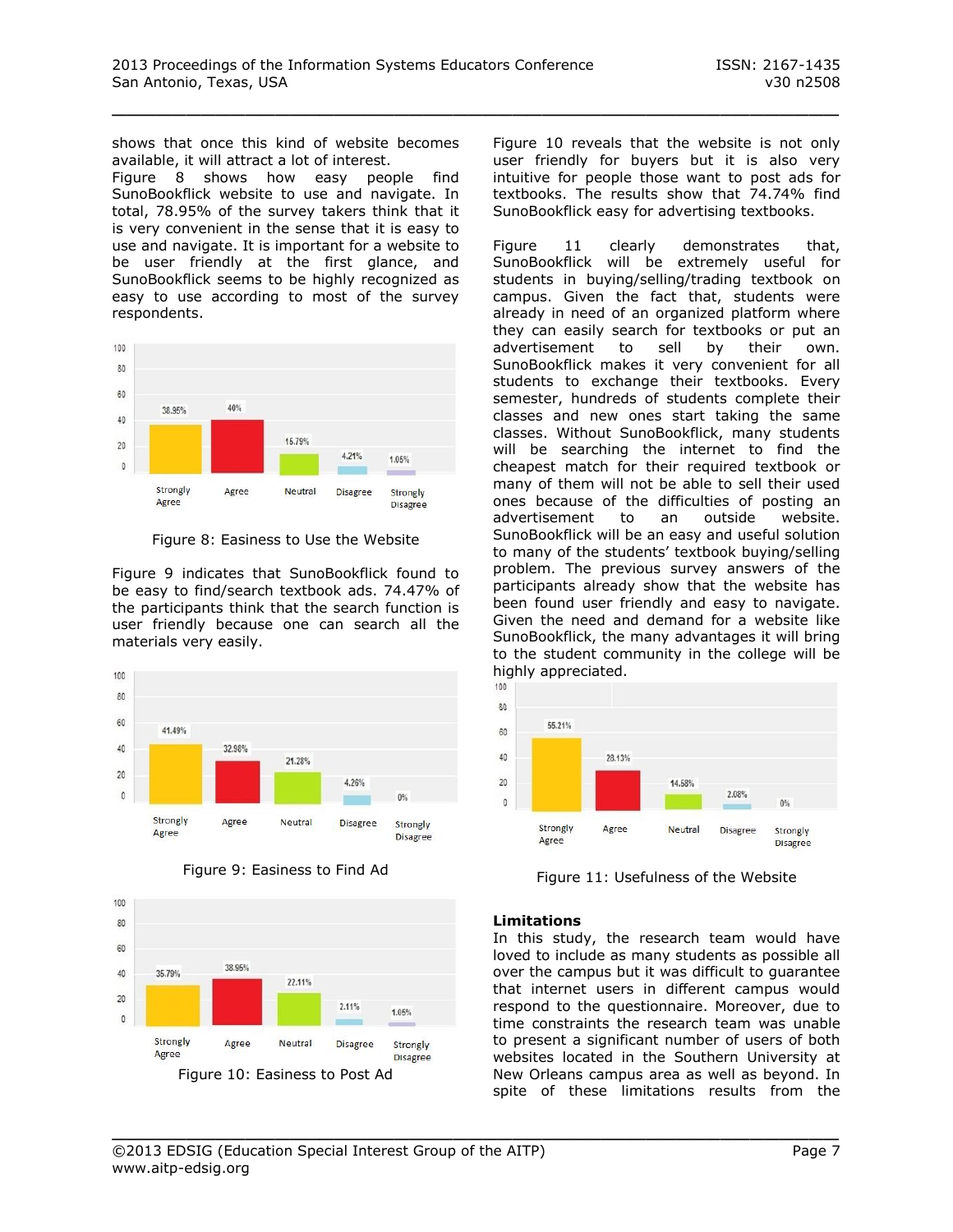shows that once this kind of website becomes available, it will attract a lot of interest.
Figure 8 shows how easy people find SunoBookflick website to use and navigate. In total, 78.95% of the survey takers think that it is very convenient in the sense that it is easy to use and navigate. It is important for a website to be user friendly at the first glance, and SunoBookflick seems to be highly recognized as easy to use according to most of the survey respondents.

Figure 8: Easiness to Use the Website

Figure 9 indicates that SunoBookflick found to be easy to find/search textbook ads. 74.47% of the participants think that the search function is user friendly because one can search all the materials very easily.

Figure 9: Easiness to Find Ad

Figure 10: Easiness to Post Ad

Figure 10 reveals that the website is not only user friendly for buyers but it is also very intuitive for people those want to post ads for textbooks. The results show that 74.74% find SunoBookflick easy for advertising textbooks.

Figure 11 clearly demonstrates that, SunoBookflick will be extremely useful for students in buying/selling/trading textbook on campus. Given the fact that, students were already in need of an organized platform where they can easily search for textbooks or put an advertisement to sell by their own. SunoBookflick makes it very convenient for all students to exchange their textbooks. Every semester, hundreds of students complete their classes and new ones start taking the same classes. Without SunoBookflick, many students will be searching the internet to find the cheapest match for their required textbook or many of them will not be able to sell their used ones because of the difficulties of posting an advertisement to an outside website. SunoBookflick will be an easy and useful solution to many of the students' textbook buying/selling problem. The previous survey answers of the participants already show that the website has been found user friendly and easy to navigate. Given the need and demand for a website like SunoBookflick, the many advantages it will bring to the student community in the college will be highly appreciated.

Figure 11: Usefulness of the Website

## Limitations

In this study, the research team would have loved to include as many students as possible all over the campus but it was difficult to guarantee that internet users in different campus would respond to the questionnaire. Moreover, due to time constraints the research team was unable to present a significant number of users of both websites located in the Southern University at New Orleans campus area as well as beyond. In spite of these limitations results from the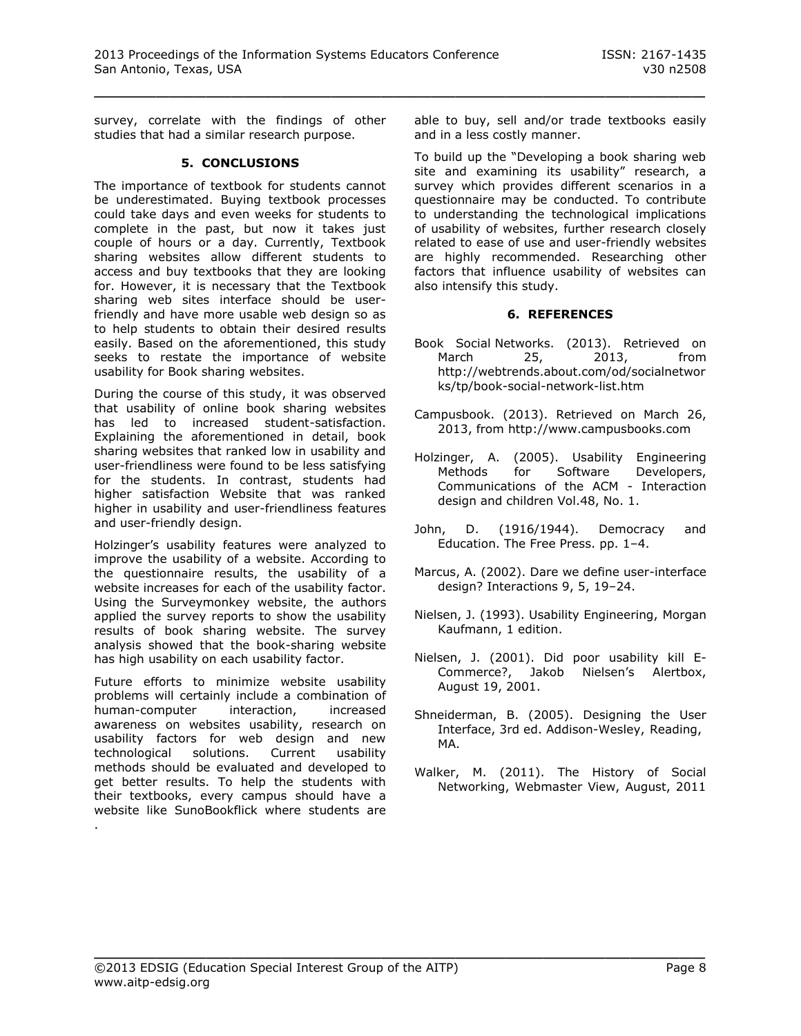survey, correlate with the findings of other studies that had a similar research purpose.

## 5. CONCLUSIONS

The importance of textbook for students cannot be underestimated. Buying textbook processes could take days and even weeks for students to complete in the past, but now it takes just couple of hours or a day. Currently, Textbook sharing websites allow different students to access and buy textbooks that they are looking for. However, it is necessary that the Textbook sharing web sites interface should be user-friendly and have more usable web design so as to help students to obtain their desired results easily. Based on the aforementioned, this study seeks to restate the importance of website usability for Book sharing websites.

During the course of this study, it was observed that usability of online book sharing websites has led to increased student-satisfaction. Explaining the aforementioned in detail, book sharing websites that ranked low in usability and user-friendliness were found to be less satisfying for the students. In contrast, students had higher satisfaction Website that was ranked higher in usability and user-friendliness features and user-friendly design.

Holzinger's usability features were analyzed to improve the usability of a website. According to the questionnaire results, the usability of a website increases for each of the usability factor. Using the Surveymonkey website, the authors applied the survey reports to show the usability results of book sharing website. The survey analysis showed that the book-sharing website has high usability on each usability factor.

Future efforts to minimize website usability problems will certainly include a combination of human-computer interaction, increased awareness on websites usability, research on usability factors for web design and new technological solutions. Current usability methods should be evaluated and developed to get better results. To help the students with their textbooks, every campus should have a website like SunoBookflick where students are able to buy, sell and/or trade textbooks easily and in a less costly manner.

To build up the "Developing a book sharing web site and examining its usability" research, a survey which provides different scenarios in a questionnaire may be conducted. To contribute to understanding the technological implications of usability of websites, further research closely related to ease of use and user-friendly websites are highly recommended. Researching other factors that influence usability of websites can also intensify this study.

## 6. REFERENCES

Book Social Networks. (2013). Retrieved on March 25, 2013, from http://webtrends.about.com/od/socialnetworks/tp/book-social-network-list.htm

Campusbook. (2013). Retrieved on March 26, 2013, from http://www.campusbooks.com

Holzinger, A. (2005). Usability Engineering Methods for Software Developers, Communications of the ACM - Interaction design and children Vol.48, No. 1.

John, D. (1916/1944). Democracy and Education. The Free Press. pp. 1–4.

Marcus, A. (2002). Dare we define user-interface design? Interactions 9, 5, 19–24.

Nielsen, J. (1993). Usability Engineering, Morgan Kaufmann, 1 edition.

Nielsen, J. (2001). Did poor usability kill E-Commerce?, Jakob Nielsen's Alertbox, August 19, 2001.

Shneiderman, B. (2005). Designing the User Interface, 3rd ed. Addison-Wesley, Reading, MA.

Walker, M. (2011). The History of Social Networking, Webmaster View, August, 2011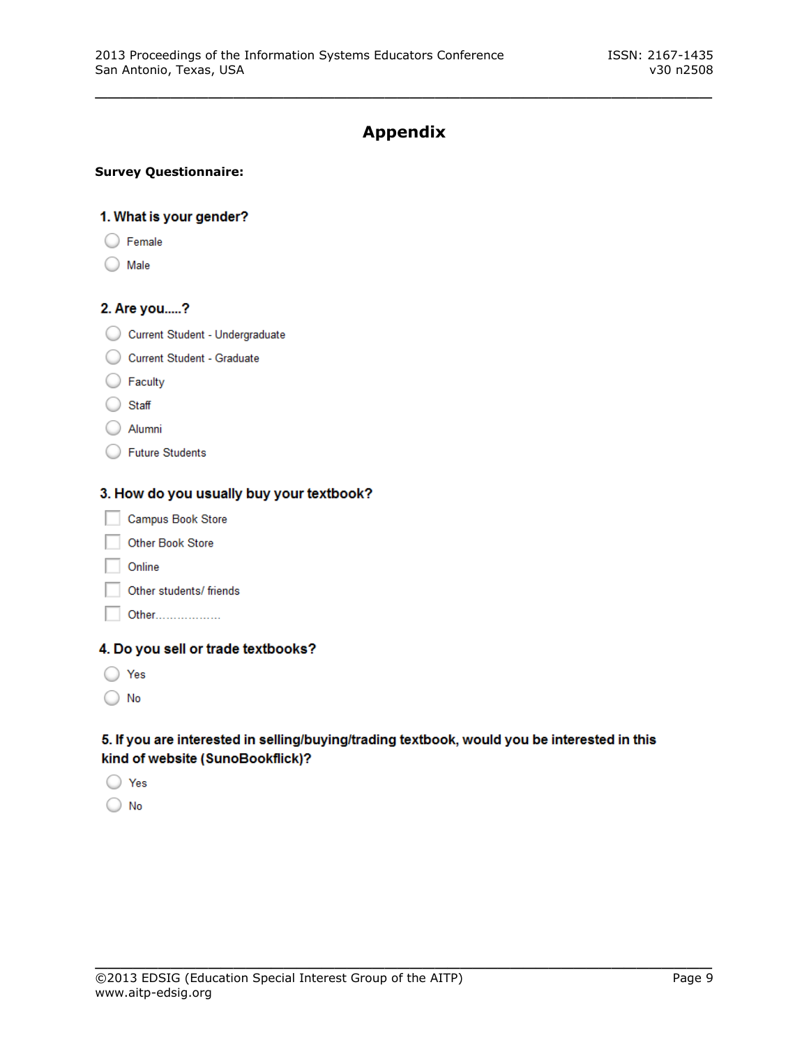# Appendix

**Survey Questionnaire:**

**1. What is your gender?**

- ◯ Female
- ◯ Male

**2. Are you.....?**

- ◯ Current Student - Undergraduate
- ◯ Current Student - Graduate
- ◯ Faculty
- ◯ Staff
- ◯ Alumni
- ◯ Future Students

**3. How do you usually buy your textbook?**

- ☐ Campus Book Store
- ☐ Other Book Store
- ☐ Online
- ☐ Other students/ friends
- ☐ Other..................

**4. Do you sell or trade textbooks?**

- ◯ Yes
- ◯ No

**5. If you are interested in selling/buying/trading textbook, would you be interested in this kind of website (SunoBookflick)?**

- ◯ Yes
- ◯ No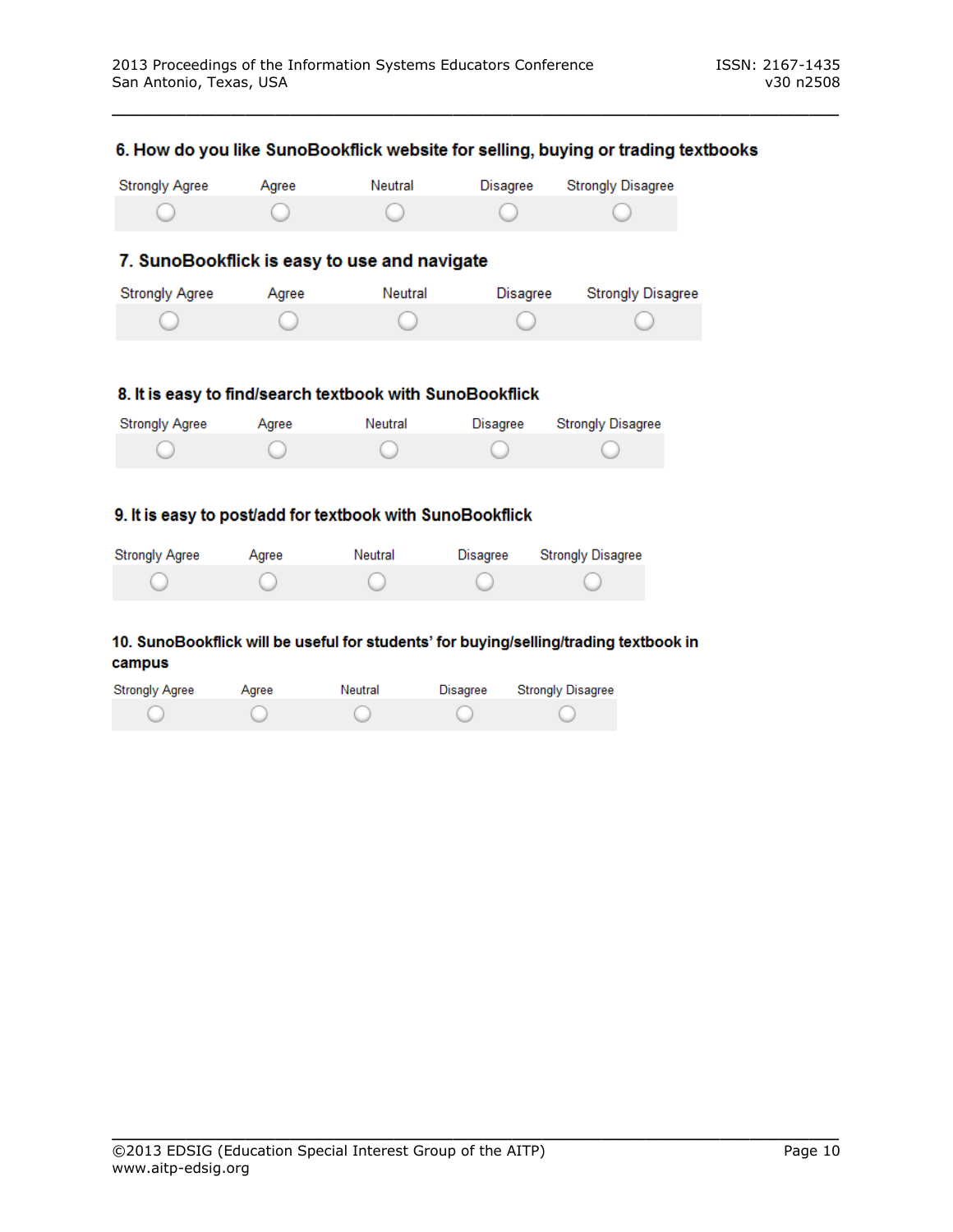**6. How do you like SunoBookflick website for selling, buying or trading textbooks**

| Strongly Agree | Agree | Neutral | Disagree | Strongly Disagree |
|---|---|---|---|---|
| ○ | ○ | ○ | ○ | ○ |

**7. SunoBookflick is easy to use and navigate**

| Strongly Agree | Agree | Neutral | Disagree | Strongly Disagree |
|---|---|---|---|---|
| ○ | ○ | ○ | ○ | ○ |

**8. It is easy to find/search textbook with SunoBookflick**

| Strongly Agree | Agree | Neutral | Disagree | Strongly Disagree |
|---|---|---|---|---|
| ○ | ○ | ○ | ○ | ○ |

**9. It is easy to post/add for textbook with SunoBookflick**

| Strongly Agree | Agree | Neutral | Disagree | Strongly Disagree |
|---|---|---|---|---|
| ○ | ○ | ○ | ○ | ○ |

**10. SunoBookflick will be useful for students' for buying/selling/trading textbook in campus**

| Strongly Agree | Agree | Neutral | Disagree | Strongly Disagree |
|---|---|---|---|---|
| ○ | ○ | ○ | ○ | ○ |